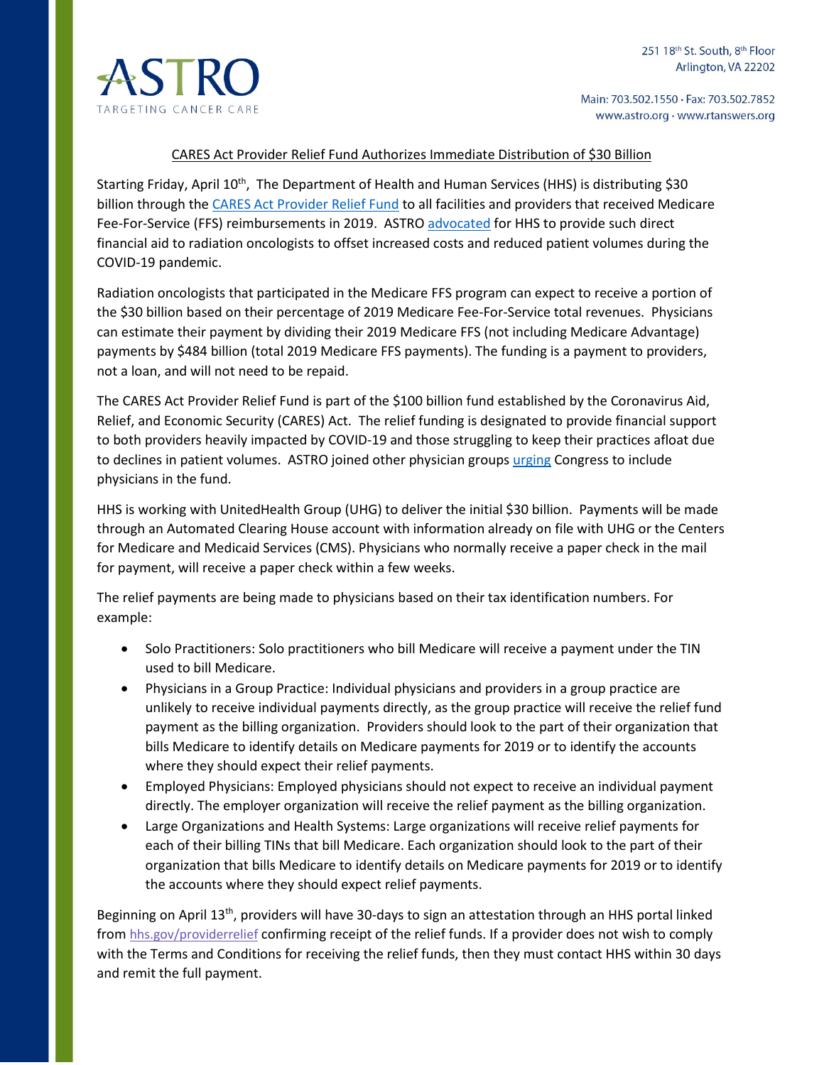ASTRO

TARGETING CANCER CARE

251 18th St. South, 8th Floor
Arlington, VA 22202

Main: 703.502.1550 · Fax: 703.502.7852
www.astro.org · www.rtanswers.org

## CARES Act Provider Relief Fund Authorizes Immediate Distribution of $30 Billion

Starting Friday, April 10th, The Department of Health and Human Services (HHS) is distributing $30 billion through the CARES Act Provider Relief Fund to all facilities and providers that received Medicare Fee-For-Service (FFS) reimbursements in 2019. ASTRO advocated for HHS to provide such direct financial aid to radiation oncologists to offset increased costs and reduced patient volumes during the COVID-19 pandemic.

Radiation oncologists that participated in the Medicare FFS program can expect to receive a portion of the $30 billion based on their percentage of 2019 Medicare Fee-For-Service total revenues. Physicians can estimate their payment by dividing their 2019 Medicare FFS (not including Medicare Advantage) payments by $484 billion (total 2019 Medicare FFS payments). The funding is a payment to providers, not a loan, and will not need to be repaid.

The CARES Act Provider Relief Fund is part of the $100 billion fund established by the Coronavirus Aid, Relief, and Economic Security (CARES) Act. The relief funding is designated to provide financial support to both providers heavily impacted by COVID-19 and those struggling to keep their practices afloat due to declines in patient volumes. ASTRO joined other physician groups urging Congress to include physicians in the fund.

HHS is working with UnitedHealth Group (UHG) to deliver the initial $30 billion. Payments will be made through an Automated Clearing House account with information already on file with UHG or the Centers for Medicare and Medicaid Services (CMS). Physicians who normally receive a paper check in the mail for payment, will receive a paper check within a few weeks.

The relief payments are being made to physicians based on their tax identification numbers. For example:

- Solo Practitioners: Solo practitioners who bill Medicare will receive a payment under the TIN used to bill Medicare.
- Physicians in a Group Practice: Individual physicians and providers in a group practice are unlikely to receive individual payments directly, as the group practice will receive the relief fund payment as the billing organization. Providers should look to the part of their organization that bills Medicare to identify details on Medicare payments for 2019 or to identify the accounts where they should expect their relief payments.
- Employed Physicians: Employed physicians should not expect to receive an individual payment directly. The employer organization will receive the relief payment as the billing organization.
- Large Organizations and Health Systems: Large organizations will receive relief payments for each of their billing TINs that bill Medicare. Each organization should look to the part of their organization that bills Medicare to identify details on Medicare payments for 2019 or to identify the accounts where they should expect relief payments.

Beginning on April 13th, providers will have 30-days to sign an attestation through an HHS portal linked from hhs.gov/providerrelief confirming receipt of the relief funds. If a provider does not wish to comply with the Terms and Conditions for receiving the relief funds, then they must contact HHS within 30 days and remit the full payment.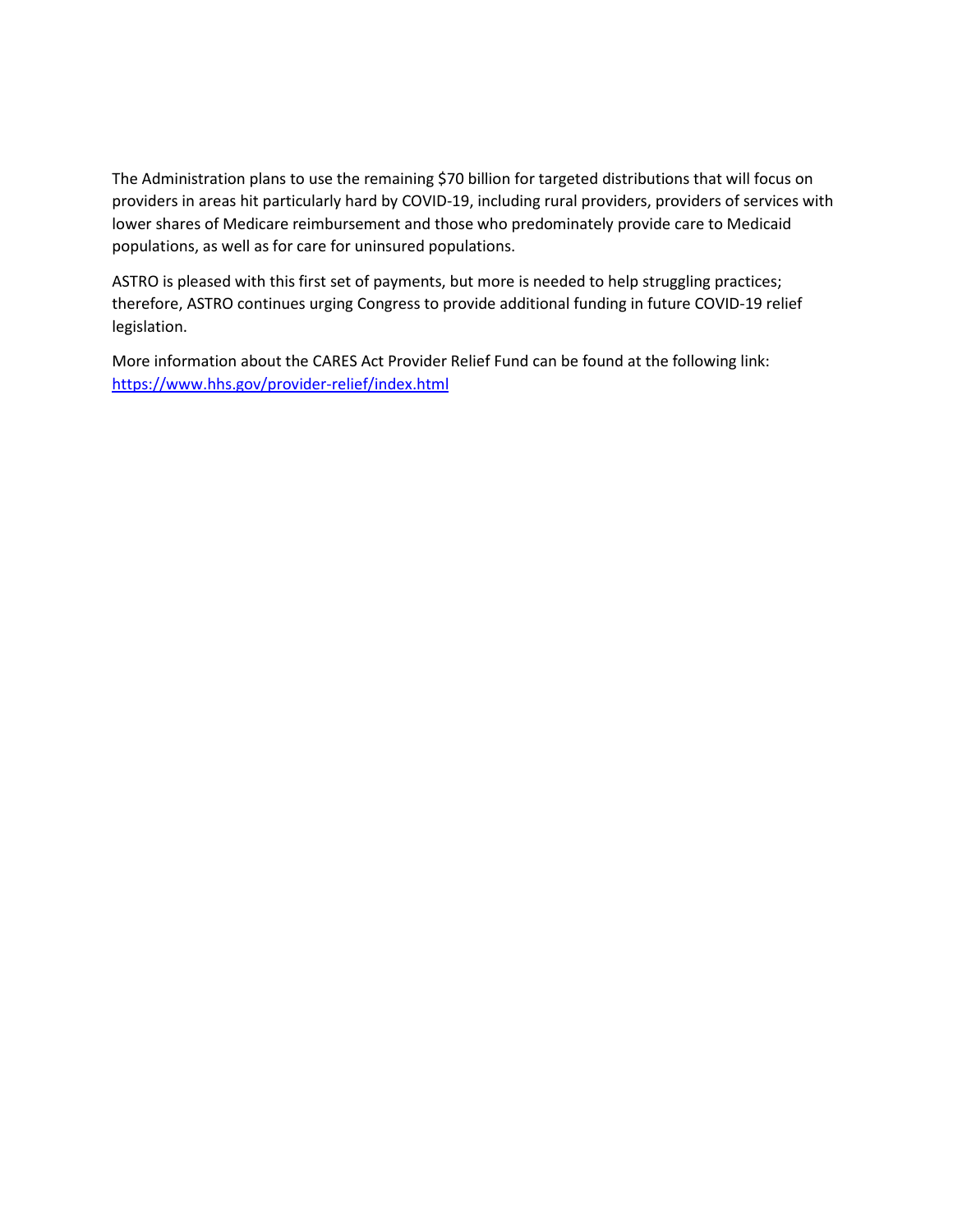The Administration plans to use the remaining $70 billion for targeted distributions that will focus on providers in areas hit particularly hard by COVID-19, including rural providers, providers of services with lower shares of Medicare reimbursement and those who predominately provide care to Medicaid populations, as well as for care for uninsured populations.

ASTRO is pleased with this first set of payments, but more is needed to help struggling practices; therefore, ASTRO continues urging Congress to provide additional funding in future COVID-19 relief legislation.

More information about the CARES Act Provider Relief Fund can be found at the following link: [https://www.hhs.gov/provider-relief/index.html](https://www.hhs.gov/provider-relief/index.html)